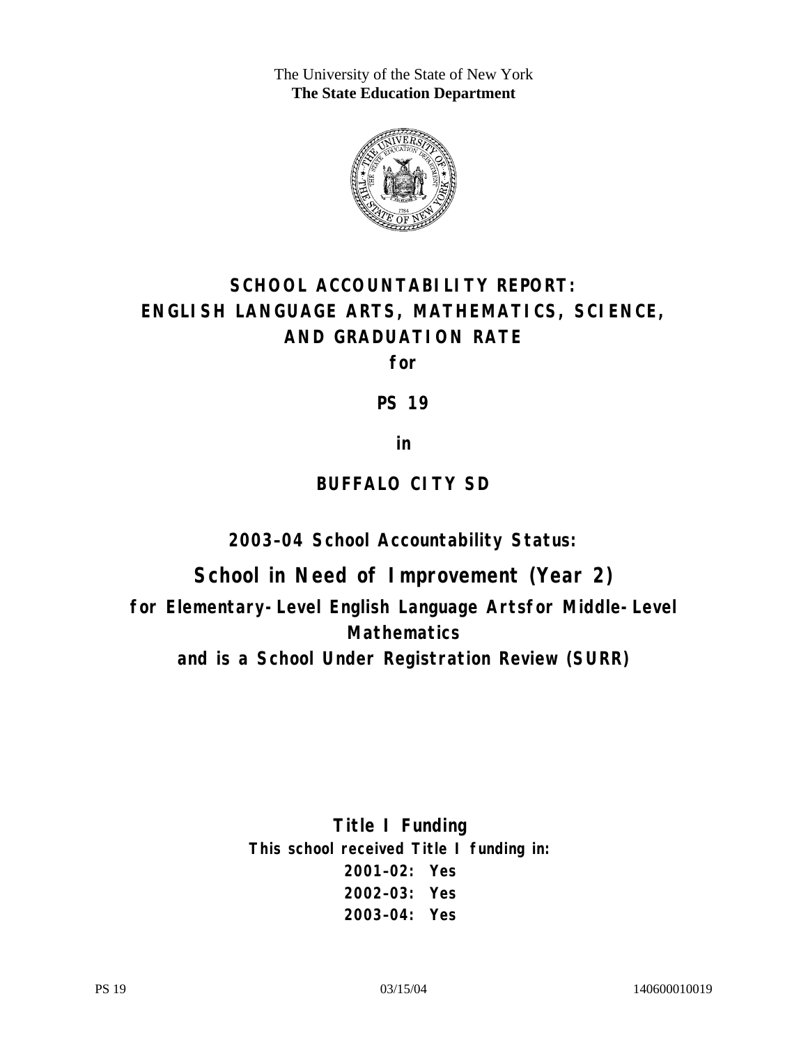The University of the State of New York
**The State Education Department**

# SCHOOL ACCOUNTABILITY REPORT: ENGLISH LANGUAGE ARTS, MATHEMATICS, SCIENCE, AND GRADUATION RATE

**for**

## PS 19

**in**

## BUFFALO CITY SD

### 2003–04 School Accountability Status:

## School in Need of Improvement (Year 2)

**for Elementary-Level English Language Artsfor Middle-Level Mathematics**

**and is a School Under Registration Review (SURR)**

### Title I Funding

**This school received Title I funding in:**

**2001–02: Yes**

**2002–03: Yes**

**2003–04: Yes**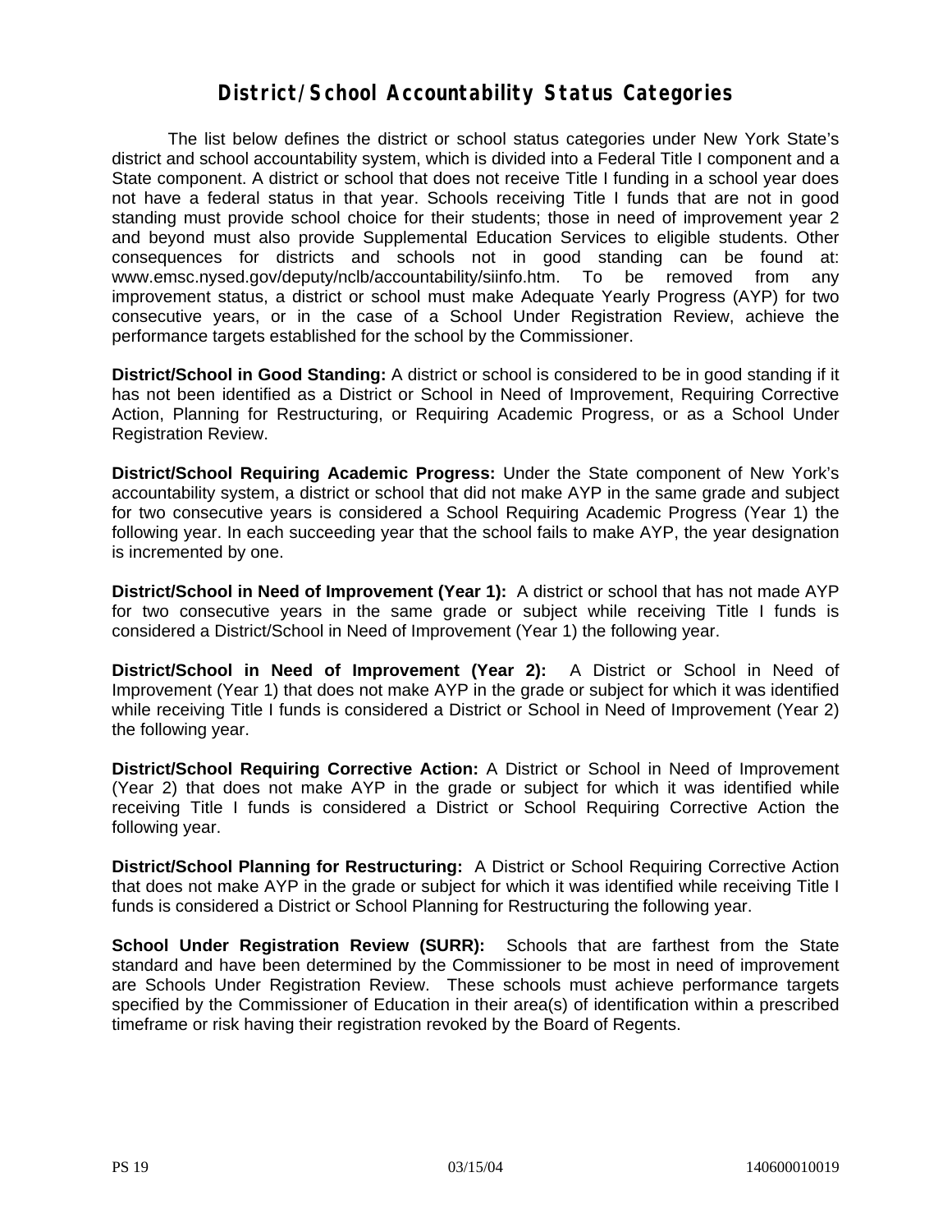# District/School Accountability Status Categories

The list below defines the district or school status categories under New York State's district and school accountability system, which is divided into a Federal Title I component and a State component. A district or school that does not receive Title I funding in a school year does not have a federal status in that year. Schools receiving Title I funds that are not in good standing must provide school choice for their students; those in need of improvement year 2 and beyond must also provide Supplemental Education Services to eligible students. Other consequences for districts and schools not in good standing can be found at: www.emsc.nysed.gov/deputy/nclb/accountability/siinfo.htm. To be removed from any improvement status, a district or school must make Adequate Yearly Progress (AYP) for two consecutive years, or in the case of a School Under Registration Review, achieve the performance targets established for the school by the Commissioner.

**District/School in Good Standing:** A district or school is considered to be in good standing if it has not been identified as a District or School in Need of Improvement, Requiring Corrective Action, Planning for Restructuring, or Requiring Academic Progress, or as a School Under Registration Review.

**District/School Requiring Academic Progress:** Under the State component of New York's accountability system, a district or school that did not make AYP in the same grade and subject for two consecutive years is considered a School Requiring Academic Progress (Year 1) the following year. In each succeeding year that the school fails to make AYP, the year designation is incremented by one.

**District/School in Need of Improvement (Year 1):** A district or school that has not made AYP for two consecutive years in the same grade or subject while receiving Title I funds is considered a District/School in Need of Improvement (Year 1) the following year.

**District/School in Need of Improvement (Year 2):** A District or School in Need of Improvement (Year 1) that does not make AYP in the grade or subject for which it was identified while receiving Title I funds is considered a District or School in Need of Improvement (Year 2) the following year.

**District/School Requiring Corrective Action:** A District or School in Need of Improvement (Year 2) that does not make AYP in the grade or subject for which it was identified while receiving Title I funds is considered a District or School Requiring Corrective Action the following year.

**District/School Planning for Restructuring:** A District or School Requiring Corrective Action that does not make AYP in the grade or subject for which it was identified while receiving Title I funds is considered a District or School Planning for Restructuring the following year.

**School Under Registration Review (SURR):** Schools that are farthest from the State standard and have been determined by the Commissioner to be most in need of improvement are Schools Under Registration Review. These schools must achieve performance targets specified by the Commissioner of Education in their area(s) of identification within a prescribed timeframe or risk having their registration revoked by the Board of Regents.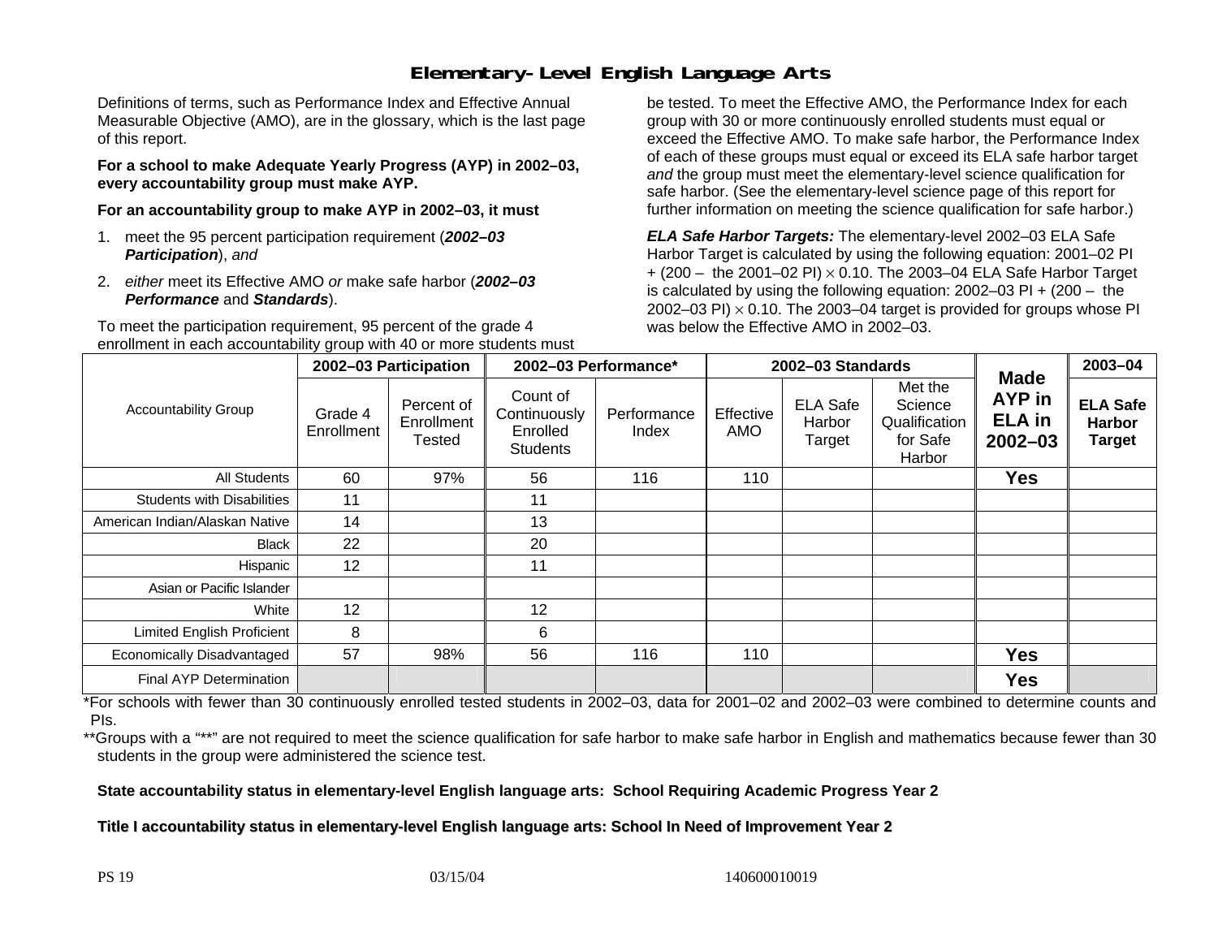# Elementary-Level English Language Arts

Definitions of terms, such as Performance Index and Effective Annual Measurable Objective (AMO), are in the glossary, which is the last page of this report.

**For a school to make Adequate Yearly Progress (AYP) in 2002–03, every accountability group must make AYP.**

**For an accountability group to make AYP in 2002–03, it must**

1. meet the 95 percent participation requirement (***2002–03 Participation***), *and*
2. *either* meet its Effective AMO *or* make safe harbor (***2002–03 Performance*** and ***Standards***).

To meet the participation requirement, 95 percent of the grade 4 enrollment in each accountability group with 40 or more students must be tested. To meet the Effective AMO, the Performance Index for each group with 30 or more continuously enrolled students must equal or exceed the Effective AMO. To make safe harbor, the Performance Index of each of these groups must equal or exceed its ELA safe harbor target *and* the group must meet the elementary-level science qualification for safe harbor. (See the elementary-level science page of this report for further information on meeting the science qualification for safe harbor.)

***ELA Safe Harbor Targets:*** The elementary-level 2002–03 ELA Safe Harbor Target is calculated by using the following equation: 2001–02 PI + (200 – the 2001–02 PI) $\times$ 0.10. The 2003–04 ELA Safe Harbor Target is calculated by using the following equation: 2002–03 PI + (200 – the 2002–03 PI) $\times$ 0.10. The 2003–04 target is provided for groups whose PI was below the Effective AMO in 2002–03.

| Accountability Group | 2002–03 Participation | | 2002–03 Performance* | | 2002–03 Standards | | | Made AYP in ELA in 2002–03 | 2003–04 |
|---|---|---|---|---|---|---|---|---|---|
| | Grade 4 Enrollment | Percent of Enrollment Tested | Count of Continuously Enrolled Students | Performance Index | Effective AMO | ELA Safe Harbor Target | Met the Science Qualification for Safe Harbor | | ELA Safe Harbor Target |
| All Students | 60 | 97% | 56 | 116 | 110 | | | Yes | |
| Students with Disabilities | 11 | | 11 | | | | | | |
| American Indian/Alaskan Native | 14 | | 13 | | | | | | |
| Black | 22 | | 20 | | | | | | |
| Hispanic | 12 | | 11 | | | | | | |
| Asian or Pacific Islander | | | | | | | | | |
| White | 12 | | 12 | | | | | | |
| Limited English Proficient | 8 | | 6 | | | | | | |
| Economically Disadvantaged | 57 | 98% | 56 | 116 | 110 | | | Yes | |
| Final AYP Determination | | | | | | | | Yes | |

*For schools with fewer than 30 continuously enrolled tested students in 2002–03, data for 2001–02 and 2002–03 were combined to determine counts and PIs.

**Groups with a "**" are not required to meet the science qualification for safe harbor to make safe harbor in English and mathematics because fewer than 30 students in the group were administered the science test.

**State accountability status in elementary-level English language arts: School Requiring Academic Progress Year 2**

**Title I accountability status in elementary-level English language arts: School In Need of Improvement Year 2**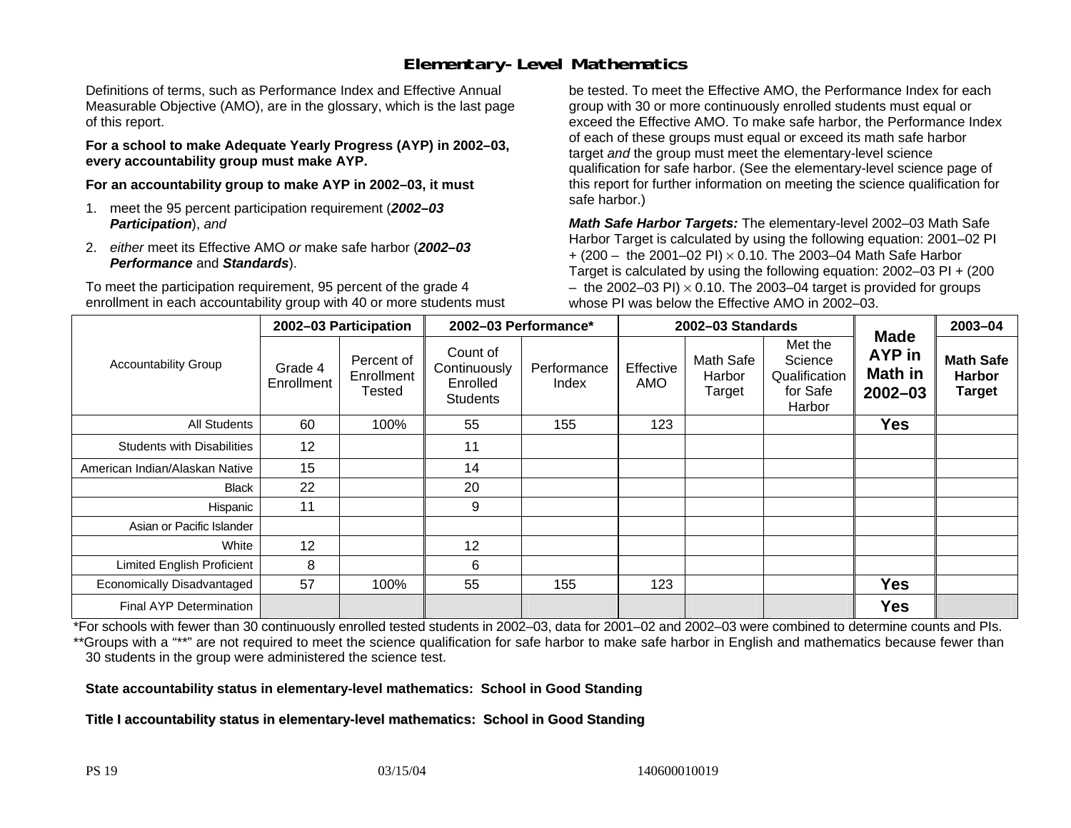# Elementary-Level Mathematics

Definitions of terms, such as Performance Index and Effective Annual Measurable Objective (AMO), are in the glossary, which is the last page of this report.

**For a school to make Adequate Yearly Progress (AYP) in 2002–03, every accountability group must make AYP.**

**For an accountability group to make AYP in 2002–03, it must**

1. meet the 95 percent participation requirement (***2002–03 Participation***), *and*
2. *either* meet its Effective AMO *or* make safe harbor (***2002–03 Performance*** and ***Standards***).

To meet the participation requirement, 95 percent of the grade 4 enrollment in each accountability group with 40 or more students must be tested. To meet the Effective AMO, the Performance Index for each group with 30 or more continuously enrolled students must equal or exceed the Effective AMO. To make safe harbor, the Performance Index of each of these groups must equal or exceed its math safe harbor target *and* the group must meet the elementary-level science qualification for safe harbor. (See the elementary-level science page of this report for further information on meeting the science qualification for safe harbor.)

***Math Safe Harbor Targets:*** The elementary-level 2002–03 Math Safe Harbor Target is calculated by using the following equation: 2001–02 PI + (200 – the 2001–02 PI) × 0.10. The 2003–04 Math Safe Harbor Target is calculated by using the following equation: 2002–03 PI + (200 – the 2002–03 PI) × 0.10. The 2003–04 target is provided for groups whose PI was below the Effective AMO in 2002–03.

| Accountability Group | 2002–03 Participation | | 2002–03 Performance* | | 2002–03 Standards | | | Made AYP in Math in 2002–03 | 2003–04 |
|---|---|---|---|---|---|---|---|---|---|
| | Grade 4 Enrollment | Percent of Enrollment Tested | Count of Continuously Enrolled Students | Performance Index | Effective AMO | Math Safe Harbor Target | Met the Science Qualification for Safe Harbor | | Math Safe Harbor Target |
| All Students | 60 | 100% | 55 | 155 | 123 | | | **Yes** | |
| Students with Disabilities | 12 | | 11 | | | | | | |
| American Indian/Alaskan Native | 15 | | 14 | | | | | | |
| Black | 22 | | 20 | | | | | | |
| Hispanic | 11 | | 9 | | | | | | |
| Asian or Pacific Islander | | | | | | | | | |
| White | 12 | | 12 | | | | | | |
| Limited English Proficient | 8 | | 6 | | | | | | |
| Economically Disadvantaged | 57 | 100% | 55 | 155 | 123 | | | **Yes** | |
| Final AYP Determination | | | | | | | | **Yes** | |

*For schools with fewer than 30 continuously enrolled tested students in 2002–03, data for 2001–02 and 2002–03 were combined to determine counts and PIs.

**Groups with a "**" are not required to meet the science qualification for safe harbor to make safe harbor in English and mathematics because fewer than 30 students in the group were administered the science test.

**State accountability status in elementary-level mathematics: School in Good Standing**

**Title I accountability status in elementary-level mathematics: School in Good Standing**

PS 19 03/15/04 140600010019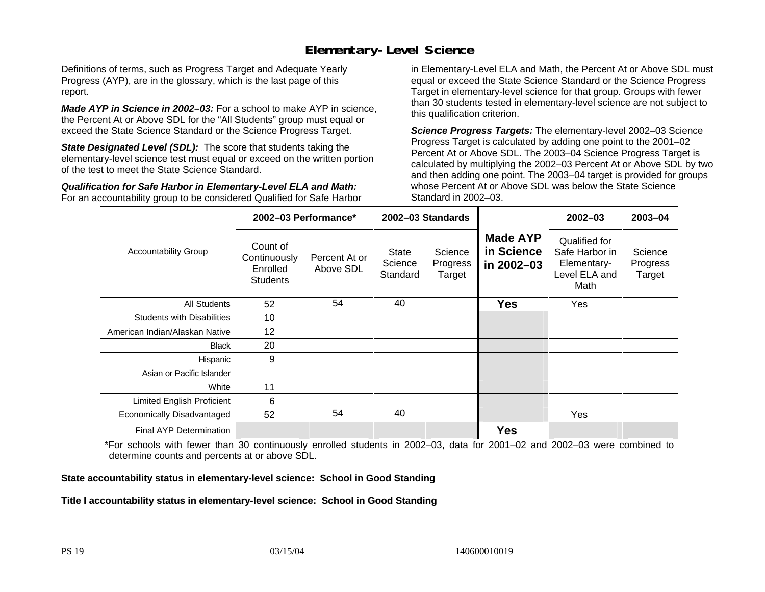## Elementary-Level Science

Definitions of terms, such as Progress Target and Adequate Yearly Progress (AYP), are in the glossary, which is the last page of this report.

***Made AYP in Science in 2002–03:*** For a school to make AYP in science, the Percent At or Above SDL for the "All Students" group must equal or exceed the State Science Standard or the Science Progress Target.

***State Designated Level (SDL):*** The score that students taking the elementary-level science test must equal or exceed on the written portion of the test to meet the State Science Standard.

***Qualification for Safe Harbor in Elementary-Level ELA and Math:*** For an accountability group to be considered Qualified for Safe Harbor in Elementary-Level ELA and Math, the Percent At or Above SDL must equal or exceed the State Science Standard or the Science Progress Target in elementary-level science for that group. Groups with fewer than 30 students tested in elementary-level science are not subject to this qualification criterion.

***Science Progress Targets:*** The elementary-level 2002–03 Science Progress Target is calculated by adding one point to the 2001–02 Percent At or Above SDL. The 2003–04 Science Progress Target is calculated by multiplying the 2002–03 Percent At or Above SDL by two and then adding one point. The 2003–04 target is provided for groups whose Percent At or Above SDL was below the State Science Standard in 2002–03.

| Accountability Group | 2002–03 Performance* | | 2002–03 Standards | | Made AYP in Science in 2002–03 | 2002–03 | 2003–04 |
|---|---|---|---|---|---|---|---|
| | Count of Continuously Enrolled Students | Percent At or Above SDL | State Science Standard | Science Progress Target | | Qualified for Safe Harbor in Elementary-Level ELA and Math | Science Progress Target |
| All Students | 52 | 54 | 40 | | **Yes** | Yes | |
| Students with Disabilities | 10 | | | | | | |
| American Indian/Alaskan Native | 12 | | | | | | |
| Black | 20 | | | | | | |
| Hispanic | 9 | | | | | | |
| Asian or Pacific Islander | | | | | | | |
| White | 11 | | | | | | |
| Limited English Proficient | 6 | | | | | | |
| Economically Disadvantaged | 52 | 54 | 40 | | | Yes | |
| Final AYP Determination | | | | | **Yes** | | |

*For schools with fewer than 30 continuously enrolled students in 2002–03, data for 2001–02 and 2002–03 were combined to determine counts and percents at or above SDL.

**State accountability status in elementary-level science: School in Good Standing**

**Title I accountability status in elementary-level science: School in Good Standing**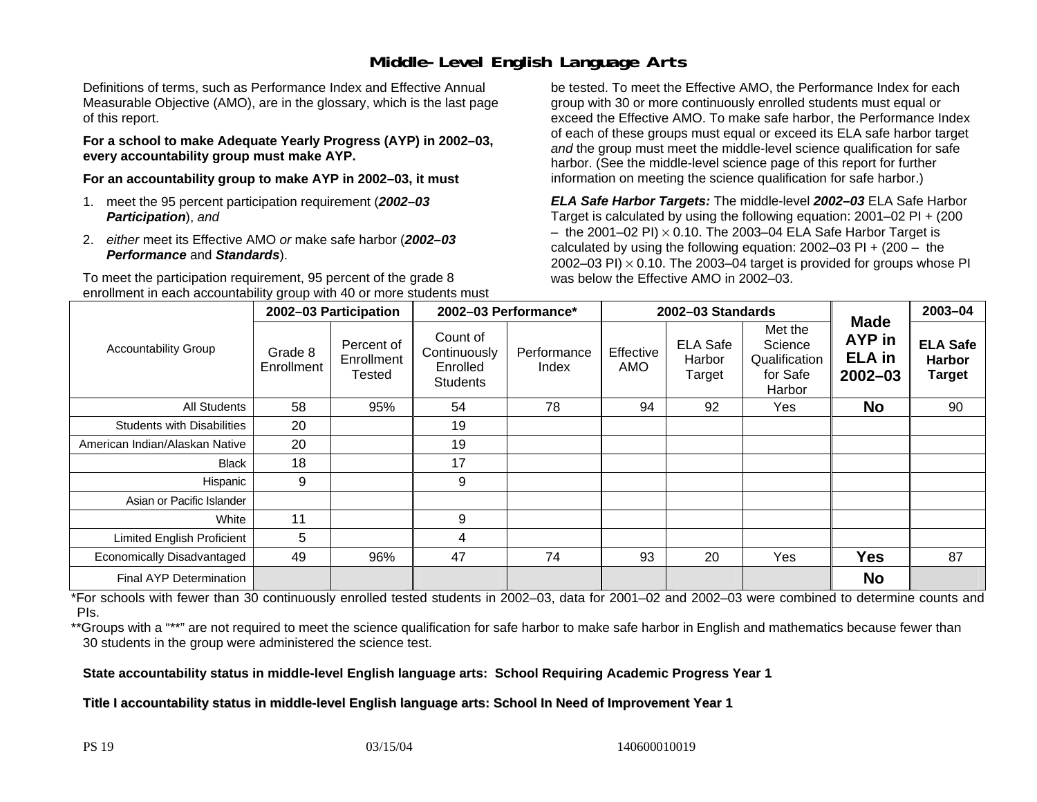# Middle-Level English Language Arts

Definitions of terms, such as Performance Index and Effective Annual Measurable Objective (AMO), are in the glossary, which is the last page of this report.

**For a school to make Adequate Yearly Progress (AYP) in 2002–03, every accountability group must make AYP.**

**For an accountability group to make AYP in 2002–03, it must**

1. meet the 95 percent participation requirement (***2002–03 Participation***), *and*
2. *either* meet its Effective AMO *or* make safe harbor (***2002–03 Performance*** and ***Standards***).

To meet the participation requirement, 95 percent of the grade 8 enrollment in each accountability group with 40 or more students must be tested. To meet the Effective AMO, the Performance Index for each group with 30 or more continuously enrolled students must equal or exceed the Effective AMO. To make safe harbor, the Performance Index of each of these groups must equal or exceed its ELA safe harbor target *and* the group must meet the middle-level science qualification for safe harbor. (See the middle-level science page of this report for further information on meeting the science qualification for safe harbor.)

***ELA Safe Harbor Targets:*** The middle-level ***2002–03*** ELA Safe Harbor Target is calculated by using the following equation: 2001–02 PI + (200 – the 2001–02 PI) × 0.10. The 2003–04 ELA Safe Harbor Target is calculated by using the following equation: 2002–03 PI + (200 – the 2002–03 PI) × 0.10. The 2003–04 target is provided for groups whose PI was below the Effective AMO in 2002–03.

| Accountability Group | 2002–03 Participation | | 2002–03 Performance* | | 2002–03 Standards | | | Made AYP in ELA in 2002–03 | 2003–04 |
|---|---|---|---|---|---|---|---|---|---|
| | Grade 8 Enrollment | Percent of Enrollment Tested | Count of Continuously Enrolled Students | Performance Index | Effective AMO | ELA Safe Harbor Target | Met the Science Qualification for Safe Harbor | | ELA Safe Harbor Target |
| All Students | 58 | 95% | 54 | 78 | 94 | 92 | Yes | **No** | 90 |
| Students with Disabilities | 20 | | 19 | | | | | | |
| American Indian/Alaskan Native | 20 | | 19 | | | | | | |
| Black | 18 | | 17 | | | | | | |
| Hispanic | 9 | | 9 | | | | | | |
| Asian or Pacific Islander | | | | | | | | | |
| White | 11 | | 9 | | | | | | |
| Limited English Proficient | 5 | | 4 | | | | | | |
| Economically Disadvantaged | 49 | 96% | 47 | 74 | 93 | 20 | Yes | **Yes** | 87 |
| Final AYP Determination | | | | | | | | **No** | |

*For schools with fewer than 30 continuously enrolled tested students in 2002–03, data for 2001–02 and 2002–03 were combined to determine counts and PIs.

**Groups with a "**" are not required to meet the science qualification for safe harbor to make safe harbor in English and mathematics because fewer than 30 students in the group were administered the science test.

**State accountability status in middle-level English language arts: School Requiring Academic Progress Year 1**

**Title I accountability status in middle-level English language arts: School In Need of Improvement Year 1**

PS 19 03/15/04 140600010019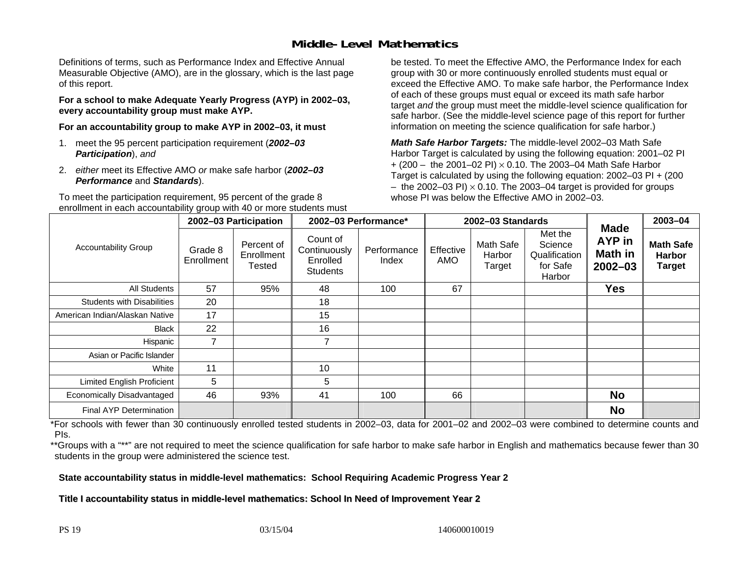# Middle-Level Mathematics

Definitions of terms, such as Performance Index and Effective Annual Measurable Objective (AMO), are in the glossary, which is the last page of this report.

**For a school to make Adequate Yearly Progress (AYP) in 2002–03, every accountability group must make AYP.**

**For an accountability group to make AYP in 2002–03, it must**

1. meet the 95 percent participation requirement (***2002–03 Participation***), *and*
2. *either* meet its Effective AMO *or* make safe harbor (***2002–03 Performance*** and ***Standards***).

To meet the participation requirement, 95 percent of the grade 8 enrollment in each accountability group with 40 or more students must be tested. To meet the Effective AMO, the Performance Index for each group with 30 or more continuously enrolled students must equal or exceed the Effective AMO. To make safe harbor, the Performance Index of each of these groups must equal or exceed its math safe harbor target *and* the group must meet the middle-level science qualification for safe harbor. (See the middle-level science page of this report for further information on meeting the science qualification for safe harbor.)

***Math Safe Harbor Targets:*** The middle-level 2002–03 Math Safe Harbor Target is calculated by using the following equation: 2001–02 PI + (200 – the 2001–02 PI) $\times$ 0.10. The 2003–04 Math Safe Harbor Target is calculated by using the following equation: 2002–03 PI + (200 – the 2002–03 PI) $\times$ 0.10. The 2003–04 target is provided for groups whose PI was below the Effective AMO in 2002–03.

| Accountability Group | 2002–03 Participation | | 2002–03 Performance* | | 2002–03 Standards | | | Made AYP in Math in 2002–03 | 2003–04 |
|---|---|---|---|---|---|---|---|---|---|
| | Grade 8 Enrollment | Percent of Enrollment Tested | Count of Continuously Enrolled Students | Performance Index | Effective AMO | Math Safe Harbor Target | Met the Science Qualification for Safe Harbor | | Math Safe Harbor Target |
| All Students | 57 | 95% | 48 | 100 | 67 | | | **Yes** | |
| Students with Disabilities | 20 | | 18 | | | | | | |
| American Indian/Alaskan Native | 17 | | 15 | | | | | | |
| Black | 22 | | 16 | | | | | | |
| Hispanic | 7 | | 7 | | | | | | |
| Asian or Pacific Islander | | | | | | | | | |
| White | 11 | | 10 | | | | | | |
| Limited English Proficient | 5 | | 5 | | | | | | |
| Economically Disadvantaged | 46 | 93% | 41 | 100 | 66 | | | **No** | |
| Final AYP Determination | | | | | | | | **No** | |

*For schools with fewer than 30 continuously enrolled tested students in 2002–03, data for 2001–02 and 2002–03 were combined to determine counts and PIs.

**Groups with a "**" are not required to meet the science qualification for safe harbor to make safe harbor in English and mathematics because fewer than 30 students in the group were administered the science test.

**State accountability status in middle-level mathematics: School Requiring Academic Progress Year 2**

**Title I accountability status in middle-level mathematics: School In Need of Improvement Year 2**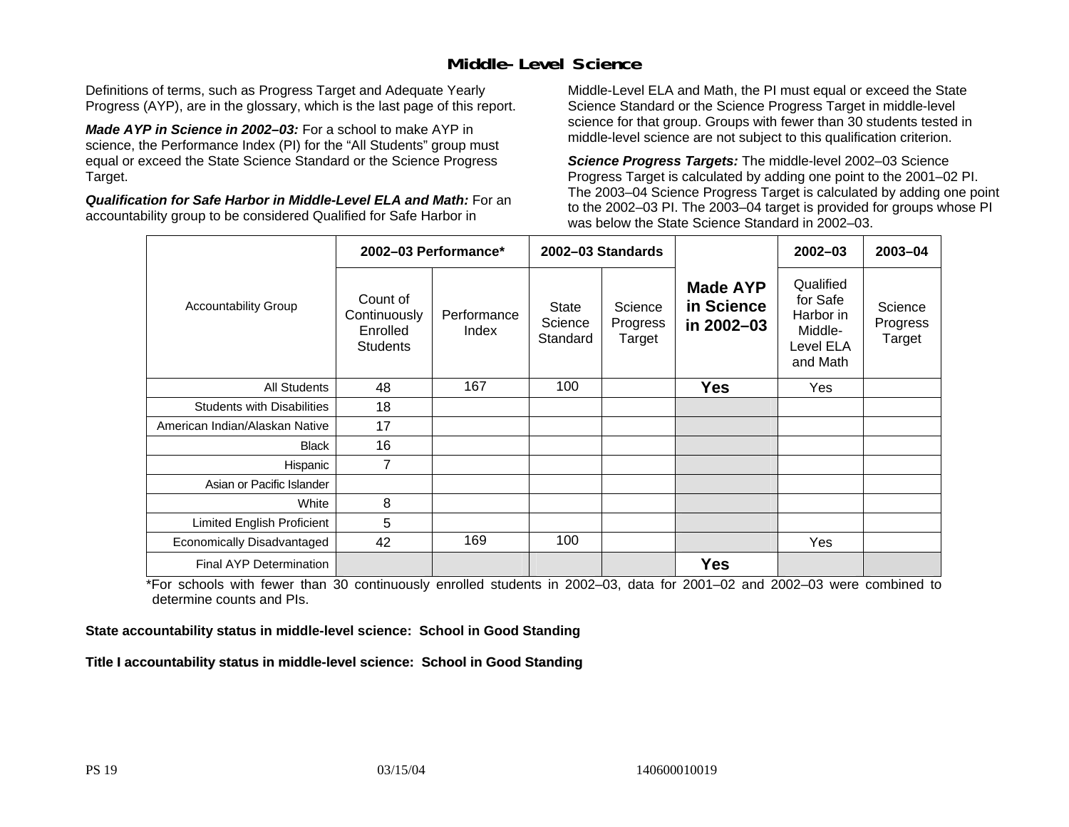# Middle-Level Science

Definitions of terms, such as Progress Target and Adequate Yearly Progress (AYP), are in the glossary, which is the last page of this report.

***Made AYP in Science in 2002–03:*** For a school to make AYP in science, the Performance Index (PI) for the "All Students" group must equal or exceed the State Science Standard or the Science Progress Target.

***Qualification for Safe Harbor in Middle-Level ELA and Math:*** For an accountability group to be considered Qualified for Safe Harbor in Middle-Level ELA and Math, the PI must equal or exceed the State Science Standard or the Science Progress Target in middle-level science for that group. Groups with fewer than 30 students tested in middle-level science are not subject to this qualification criterion.

***Science Progress Targets:*** The middle-level 2002–03 Science Progress Target is calculated by adding one point to the 2001–02 PI. The 2003–04 Science Progress Target is calculated by adding one point to the 2002–03 PI. The 2003–04 target is provided for groups whose PI was below the State Science Standard in 2002–03.

| Accountability Group | 2002–03 Performance* | | 2002–03 Standards | | Made AYP in Science in 2002–03 | 2002–03 | 2003–04 |
|---|---|---|---|---|---|---|---|
| | Count of Continuously Enrolled Students | Performance Index | State Science Standard | Science Progress Target | | Qualified for Safe Harbor in Middle-Level ELA and Math | Science Progress Target |
| All Students | 48 | 167 | 100 | | **Yes** | Yes | |
| Students with Disabilities | 18 | | | | | | |
| American Indian/Alaskan Native | 17 | | | | | | |
| Black | 16 | | | | | | |
| Hispanic | 7 | | | | | | |
| Asian or Pacific Islander | | | | | | | |
| White | 8 | | | | | | |
| Limited English Proficient | 5 | | | | | | |
| Economically Disadvantaged | 42 | 169 | 100 | | | Yes | |
| Final AYP Determination | | | | | **Yes** | | |

*For schools with fewer than 30 continuously enrolled students in 2002–03, data for 2001–02 and 2002–03 were combined to determine counts and PIs.

**State accountability status in middle-level science: School in Good Standing**

**Title I accountability status in middle-level science: School in Good Standing**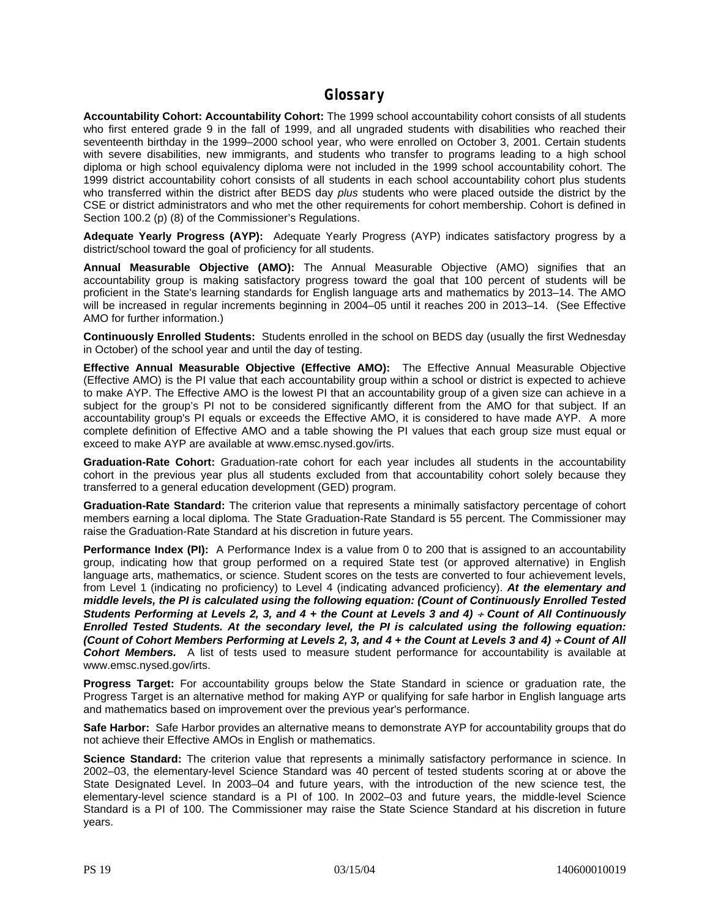## Glossary

**Accountability Cohort: Accountability Cohort:** The 1999 school accountability cohort consists of all students who first entered grade 9 in the fall of 1999, and all ungraded students with disabilities who reached their seventeenth birthday in the 1999–2000 school year, who were enrolled on October 3, 2001. Certain students with severe disabilities, new immigrants, and students who transfer to programs leading to a high school diploma or high school equivalency diploma were not included in the 1999 school accountability cohort. The 1999 district accountability cohort consists of all students in each school accountability cohort plus students who transferred within the district after BEDS day *plus* students who were placed outside the district by the CSE or district administrators and who met the other requirements for cohort membership. Cohort is defined in Section 100.2 (p) (8) of the Commissioner's Regulations.

**Adequate Yearly Progress (AYP):** Adequate Yearly Progress (AYP) indicates satisfactory progress by a district/school toward the goal of proficiency for all students.

**Annual Measurable Objective (AMO):** The Annual Measurable Objective (AMO) signifies that an accountability group is making satisfactory progress toward the goal that 100 percent of students will be proficient in the State's learning standards for English language arts and mathematics by 2013–14. The AMO will be increased in regular increments beginning in 2004–05 until it reaches 200 in 2013–14. (See Effective AMO for further information.)

**Continuously Enrolled Students:** Students enrolled in the school on BEDS day (usually the first Wednesday in October) of the school year and until the day of testing.

**Effective Annual Measurable Objective (Effective AMO):** The Effective Annual Measurable Objective (Effective AMO) is the PI value that each accountability group within a school or district is expected to achieve to make AYP. The Effective AMO is the lowest PI that an accountability group of a given size can achieve in a subject for the group's PI not to be considered significantly different from the AMO for that subject. If an accountability group's PI equals or exceeds the Effective AMO, it is considered to have made AYP. A more complete definition of Effective AMO and a table showing the PI values that each group size must equal or exceed to make AYP are available at www.emsc.nysed.gov/irts.

**Graduation-Rate Cohort:** Graduation-rate cohort for each year includes all students in the accountability cohort in the previous year plus all students excluded from that accountability cohort solely because they transferred to a general education development (GED) program.

**Graduation-Rate Standard:** The criterion value that represents a minimally satisfactory percentage of cohort members earning a local diploma. The State Graduation-Rate Standard is 55 percent. The Commissioner may raise the Graduation-Rate Standard at his discretion in future years.

**Performance Index (PI):** A Performance Index is a value from 0 to 200 that is assigned to an accountability group, indicating how that group performed on a required State test (or approved alternative) in English language arts, mathematics, or science. Student scores on the tests are converted to four achievement levels, from Level 1 (indicating no proficiency) to Level 4 (indicating advanced proficiency). ***At the elementary and middle levels, the PI is calculated using the following equation: (Count of Continuously Enrolled Tested Students Performing at Levels 2, 3, and 4 + the Count at Levels 3 and 4) ÷ Count of All Continuously Enrolled Tested Students. At the secondary level, the PI is calculated using the following equation: (Count of Cohort Members Performing at Levels 2, 3, and 4 + the Count at Levels 3 and 4) ÷ Count of All Cohort Members.*** A list of tests used to measure student performance for accountability is available at www.emsc.nysed.gov/irts.

**Progress Target:** For accountability groups below the State Standard in science or graduation rate, the Progress Target is an alternative method for making AYP or qualifying for safe harbor in English language arts and mathematics based on improvement over the previous year's performance.

**Safe Harbor:** Safe Harbor provides an alternative means to demonstrate AYP for accountability groups that do not achieve their Effective AMOs in English or mathematics.

**Science Standard:** The criterion value that represents a minimally satisfactory performance in science. In 2002–03, the elementary-level Science Standard was 40 percent of tested students scoring at or above the State Designated Level. In 2003–04 and future years, with the introduction of the new science test, the elementary-level science standard is a PI of 100. In 2002–03 and future years, the middle-level Science Standard is a PI of 100. The Commissioner may raise the State Science Standard at his discretion in future years.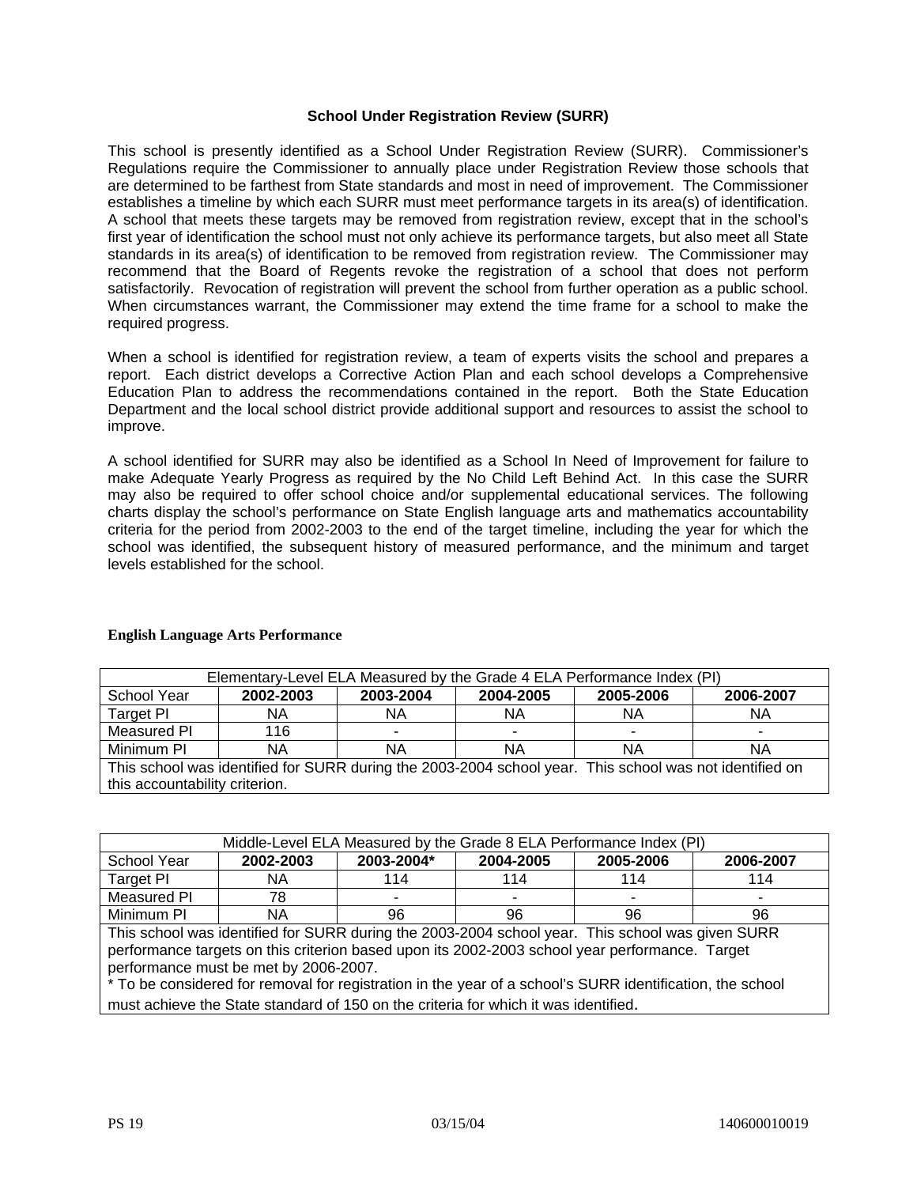## School Under Registration Review (SURR)

This school is presently identified as a School Under Registration Review (SURR). Commissioner's Regulations require the Commissioner to annually place under Registration Review those schools that are determined to be farthest from State standards and most in need of improvement. The Commissioner establishes a timeline by which each SURR must meet performance targets in its area(s) of identification. A school that meets these targets may be removed from registration review, except that in the school's first year of identification the school must not only achieve its performance targets, but also meet all State standards in its area(s) of identification to be removed from registration review. The Commissioner may recommend that the Board of Regents revoke the registration of a school that does not perform satisfactorily. Revocation of registration will prevent the school from further operation as a public school. When circumstances warrant, the Commissioner may extend the time frame for a school to make the required progress.

When a school is identified for registration review, a team of experts visits the school and prepares a report. Each district develops a Corrective Action Plan and each school develops a Comprehensive Education Plan to address the recommendations contained in the report. Both the State Education Department and the local school district provide additional support and resources to assist the school to improve.

A school identified for SURR may also be identified as a School In Need of Improvement for failure to make Adequate Yearly Progress as required by the No Child Left Behind Act. In this case the SURR may also be required to offer school choice and/or supplemental educational services. The following charts display the school's performance on State English language arts and mathematics accountability criteria for the period from 2002-2003 to the end of the target timeline, including the year for which the school was identified, the subsequent history of measured performance, and the minimum and target levels established for the school.

**English Language Arts Performance**

| Elementary-Level ELA Measured by the Grade 4 ELA Performance Index (PI) | | | | | |
|---|---|---|---|---|---|
| School Year | **2002-2003** | **2003-2004** | **2004-2005** | **2005-2006** | **2006-2007** |
| Target PI | NA | NA | NA | NA | NA |
| Measured PI | 116 | - | - | - | - |
| Minimum PI | NA | NA | NA | NA | NA |
| This school was identified for SURR during the 2003-2004 school year. This school was not identified on this accountability criterion. | | | | | |

| Middle-Level ELA Measured by the Grade 8 ELA Performance Index (PI) | | | | | |
|---|---|---|---|---|---|
| School Year | **2002-2003** | **2003-2004*** | **2004-2005** | **2005-2006** | **2006-2007** |
| Target PI | NA | 114 | 114 | 114 | 114 |
| Measured PI | 78 | - | - | - | - |
| Minimum PI | NA | 96 | 96 | 96 | 96 |
| This school was identified for SURR during the 2003-2004 school year. This school was given SURR performance targets on this criterion based upon its 2002-2003 school year performance. Target performance must be met by 2006-2007. * To be considered for removal for registration in the year of a school's SURR identification, the school must achieve the State standard of 150 on the criteria for which it was identified. | | | | | |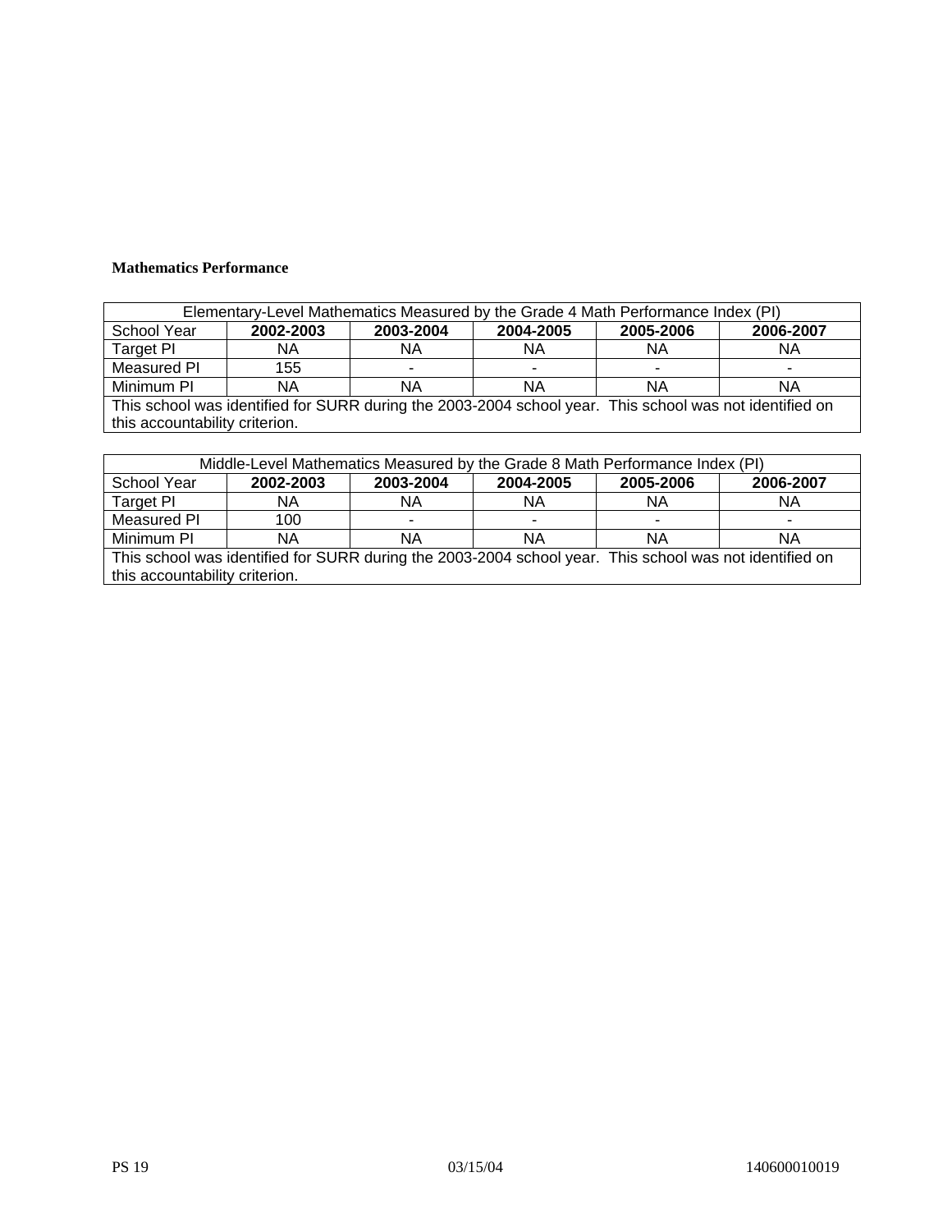**Mathematics Performance**

| Elementary-Level Mathematics Measured by the Grade 4 Math Performance Index (PI) | | | | | |
|---|---|---|---|---|---|
| School Year | **2002-2003** | **2003-2004** | **2004-2005** | **2005-2006** | **2006-2007** |
| Target PI | NA | NA | NA | NA | NA |
| Measured PI | 155 | - | - | - | - |
| Minimum PI | NA | NA | NA | NA | NA |
| This school was identified for SURR during the 2003-2004 school year. This school was not identified on this accountability criterion. | | | | | |

| Middle-Level Mathematics Measured by the Grade 8 Math Performance Index (PI) | | | | | |
|---|---|---|---|---|---|
| School Year | **2002-2003** | **2003-2004** | **2004-2005** | **2005-2006** | **2006-2007** |
| Target PI | NA | NA | NA | NA | NA |
| Measured PI | 100 | - | - | - | - |
| Minimum PI | NA | NA | NA | NA | NA |
| This school was identified for SURR during the 2003-2004 school year. This school was not identified on this accountability criterion. | | | | | |